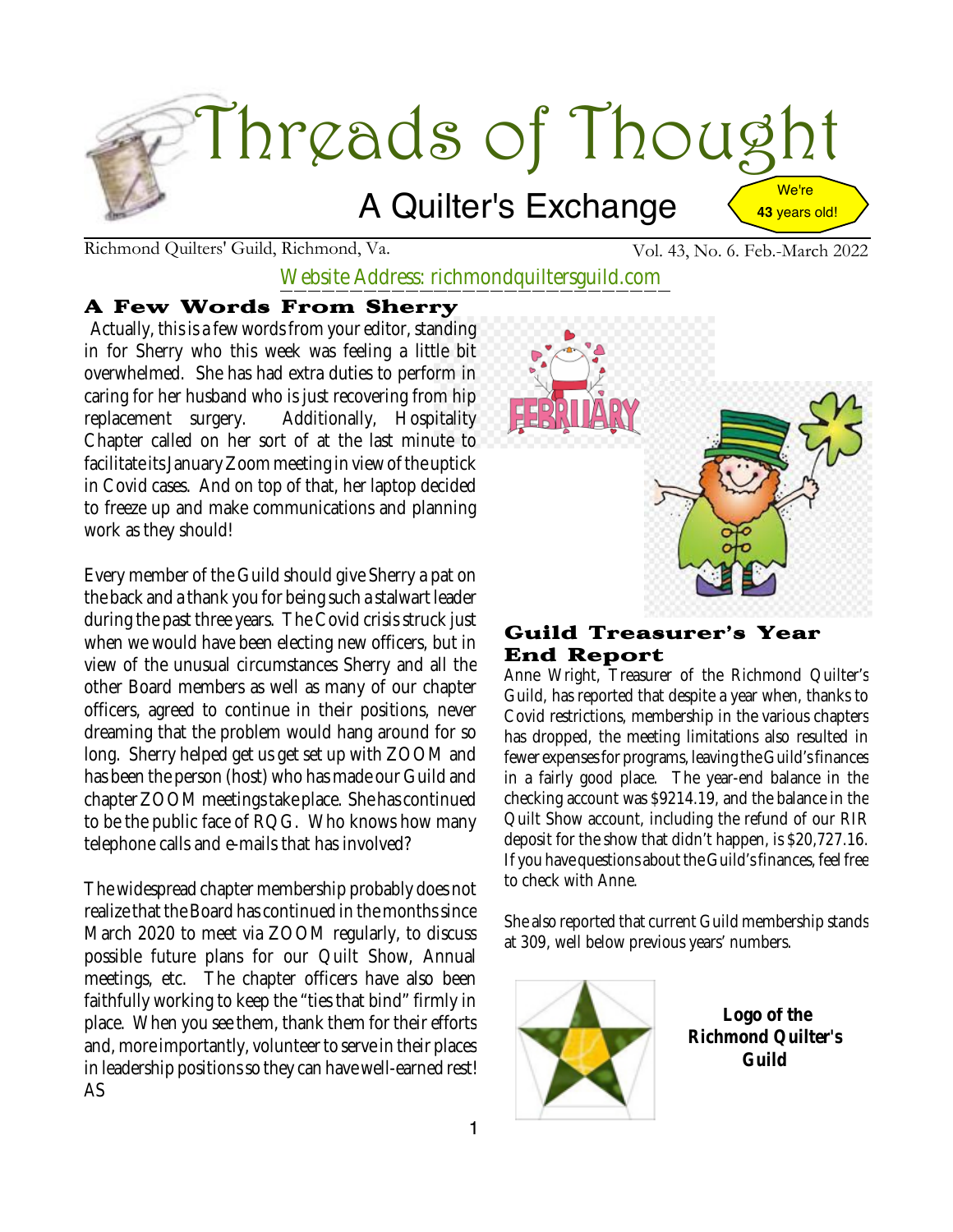# Threads of Thought

## A Quilter's Exchange

We're **43** years old!

Richmond Quilters' Guild, Richmond, Va. Vol. 43, No. 6. Feb.-March 2022

Website Address: richmondquiltersguild.com

### A Few Words From Sherry

Actually, this is a few words from your editor, standing in for Sherry who this week was feeling a little bit overwhelmed. She has had extra duties to perform in caring for her husband who is just recovering from hip replacement surgery. Additionally, Hospitality Chapter called on her sort of at the last minute to facilitate its January Zoom meeting in view of the uptick in Covid cases. And on top of that, her laptop decided to freeze up and make communications and planning work as they should!

Every member of the Guild should give Sherry a pat on the back and a thank you for being such a stalwart leader during the past three years. The Covid crisis struck just when we would have been electing new officers, but in view of the unusual circumstances Sherry and all the other Board members as well as many of our chapter officers, agreed to continue in their positions, never dreaming that the problem would hang around for so long. Sherry helped get us get set up with ZOOM and has been the person (host) who has made our Guild and chapter ZOOM meetings take place. She has continued to be the public face of RQG. Who knows how many telephone calls and e-mails that has involved?

The widespread chapter membership probably does not realize that the Board has continued in the months since March 2020 to meet via ZOOM regularly, to discuss possible future plans for our Quilt Show, Annual meetings, etc. The chapter officers have also been faithfully working to keep the "ties that bind" firmly in place. When you see them, thank them for their efforts and, more importantly, volunteer to serve in their places in leadership positions so they can have well-earned rest! AS

FEBRUARY

### Guild Treasurer's Year End Report

Anne Wright, Treasurer of the Richmond Quilter's Guild, has reported that despite a year when, thanks to Covid restrictions, membership in the various chapters has dropped, the meeting limitations also resulted in fewer expenses for programs, leaving the Guild's finances in a fairly good place. The year-end balance in the checking account was $9214.19, and the balance in the Quilt Show account, including the refund of our RIR deposit for the show that didn't happen, is $20,727.16. If you have questions about the Guild's finances, feel free to check with Anne.

She also reported that current Guild membership stands at 309, well below previous years' numbers.

**Logo of the Richmond Quilter's Guild**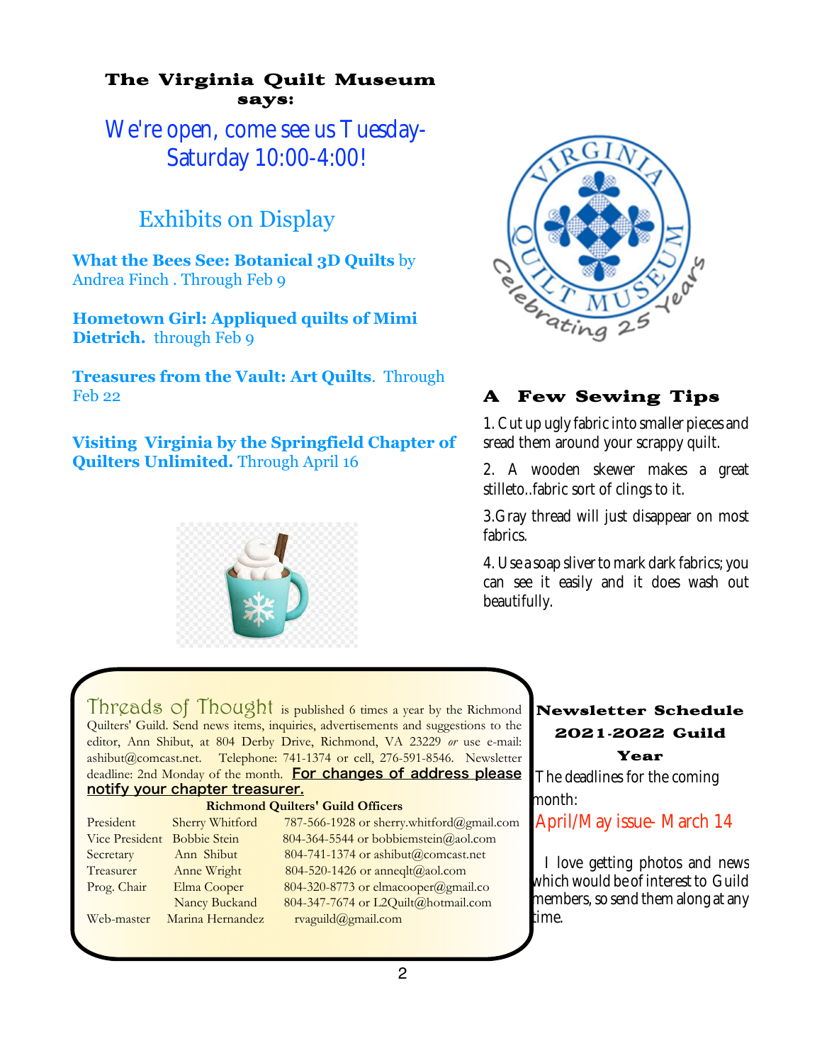## The Virginia Quilt Museum says:

We're open, come see us Tuesday-Saturday 10:00-4:00!

### Exhibits on Display

**What the Bees See: Botanical 3D Quilts** by Andrea Finch . Through Feb 9

**Hometown Girl: Appliqued quilts of Mimi Dietrich.** through Feb 9

**Treasures from the Vault: Art Quilts**. Through Feb 22

**Visiting Virginia by the Springfield Chapter of Quilters Unlimited.** Through April 16

## A Few Sewing Tips

1. Cut up ugly fabric into smaller pieces and sread them around your scrappy quilt.

2. A wooden skewer makes a great stilleto..fabric sort of clings to it.

3.Gray thread will just disappear on most fabrics.

4. Use a soap sliver to mark dark fabrics; you can see it easily and it does wash out beautifully.

Threads of Thought is published 6 times a year by the Richmond Quilters' Guild. Send news items, inquiries, advertisements and suggestions to the editor, Ann Shibut, at 804 Derby Drive, Richmond, VA 23229 *or* use e-mail: ashibut@comcast.net. Telephone: 741-1374 or cell, 276-591-8546. Newsletter deadline: 2nd Monday of the month. **For changes of address please notify your chapter treasurer.**

**Richmond Quilters' Guild Officers**

| | | |
|---|---|---|
| President | Sherry Whitford | 787-566-1928 or sherry.whitford@gmail.com |
| Vice President | Bobbie Stein | 804-364-5544 or bobbiemstein@aol.com |
| Secretary | Ann Shibut | 804-741-1374 or ashibut@comcast.net |
| Treasurer | Anne Wright | 804-520-1426 or anneqlt@aol.com |
| Prog. Chair | Elma Cooper | 804-320-8773 or elmacooper@gmail.co |
| | Nancy Buckand | 804-347-7674 or L2Quilt@hotmail.com |
| Web-master | Marina Hernandez | rvaguild@gmail.com |

## Newsletter Schedule 2021-2022 Guild Year

The deadlines for the coming month:

April/May issue- March 14

I love getting photos and news which would be of interest to Guild members, so send them along at any time.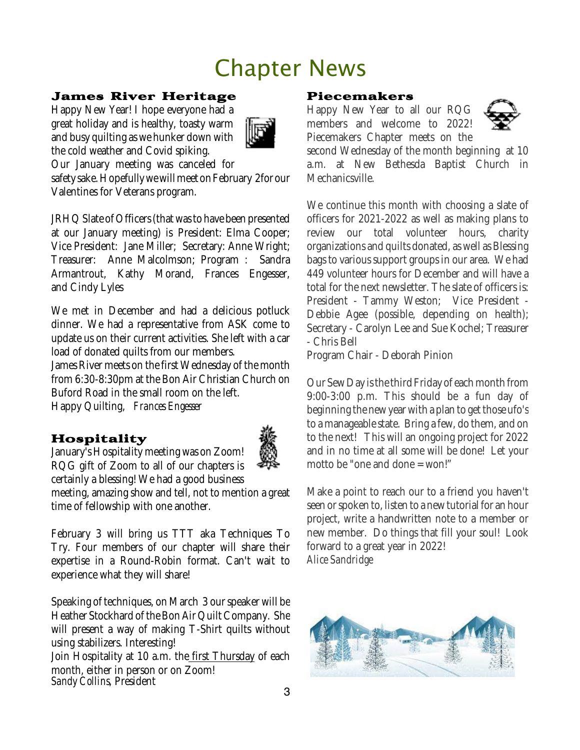# Chapter News

## James River Heritage

Happy New Year! I hope everyone had a great holiday and is healthy, toasty warm and busy quilting as we hunker down with the cold weather and Covid spiking.

Our January meeting was canceled for safety sake. Hopefully we will meet on February 2for our Valentines for Veterans program.

JRHQ Slate of Officers (that was to have been presented at our January meeting) is President: Elma Cooper; Vice President: Jane Miller; Secretary: Anne Wright; Treasurer: Anne Malcolmson; Program : Sandra Armantrout, Kathy Morand, Frances Engesser, and Cindy Lyles

We met in December and had a delicious potluck dinner. We had a representative from ASK come to update us on their current activities. She left with a car load of donated quilts from our members.

James River meets on the first Wednesday of the month from 6:30-8:30pm at the Bon Air Christian Church on Buford Road in the small room on the left.

Happy Quilting, *Frances Engesser*

## Hospitality

January's Hospitality meeting was on Zoom! RQG gift of Zoom to all of our chapters is certainly a blessing! We had a good business meeting, amazing show and tell, not to mention a great time of fellowship with one another.

February 3 will bring us TTT aka Techniques To Try. Four members of our chapter will share their expertise in a Round-Robin format. Can't wait to experience what they will share!

Speaking of techniques, on March 3 our speaker will be Heather Stockhard of the Bon Air Quilt Company. She will present a way of making T-Shirt quilts without using stabilizers. Interesting!

Join Hospitality at 10 a.m. the first Thursday of each month, either in person or on Zoom!

*Sandy Collins*, President

## Piecemakers

Happy New Year to all our RQG members and welcome to 2022! Piecemakers Chapter meets on the second Wednesday of the month beginning at 10 a.m. at New Bethesda Baptist Church in Mechanicsville.

We continue this month with choosing a slate of officers for 2021-2022 as well as making plans to review our total volunteer hours, charity organizations and quilts donated, as well as Blessing bags to various support groups in our area. We had 449 volunteer hours for December and will have a total for the next newsletter. The slate of officers is: President - Tammy Weston; Vice President - Debbie Agee (possible, depending on health); Secretary - Carolyn Lee and Sue Kochel; Treasurer - Chris Bell

Program Chair - Deborah Pinion

Our Sew Day is the third Friday of each month from 9:00-3:00 p.m. This should be a fun day of beginning the new year with a plan to get those ufo's to a manageable state. Bring a few, do them, and on to the next! This will an ongoing project for 2022 and in no time at all some will be done! Let your motto be "one and done = won!"

Make a point to reach our to a friend you haven't seen or spoken to, listen to a new tutorial for an hour project, write a handwritten note to a member or new member. Do things that fill your soul! Look forward to a great year in 2022!

*Alice Sandridge*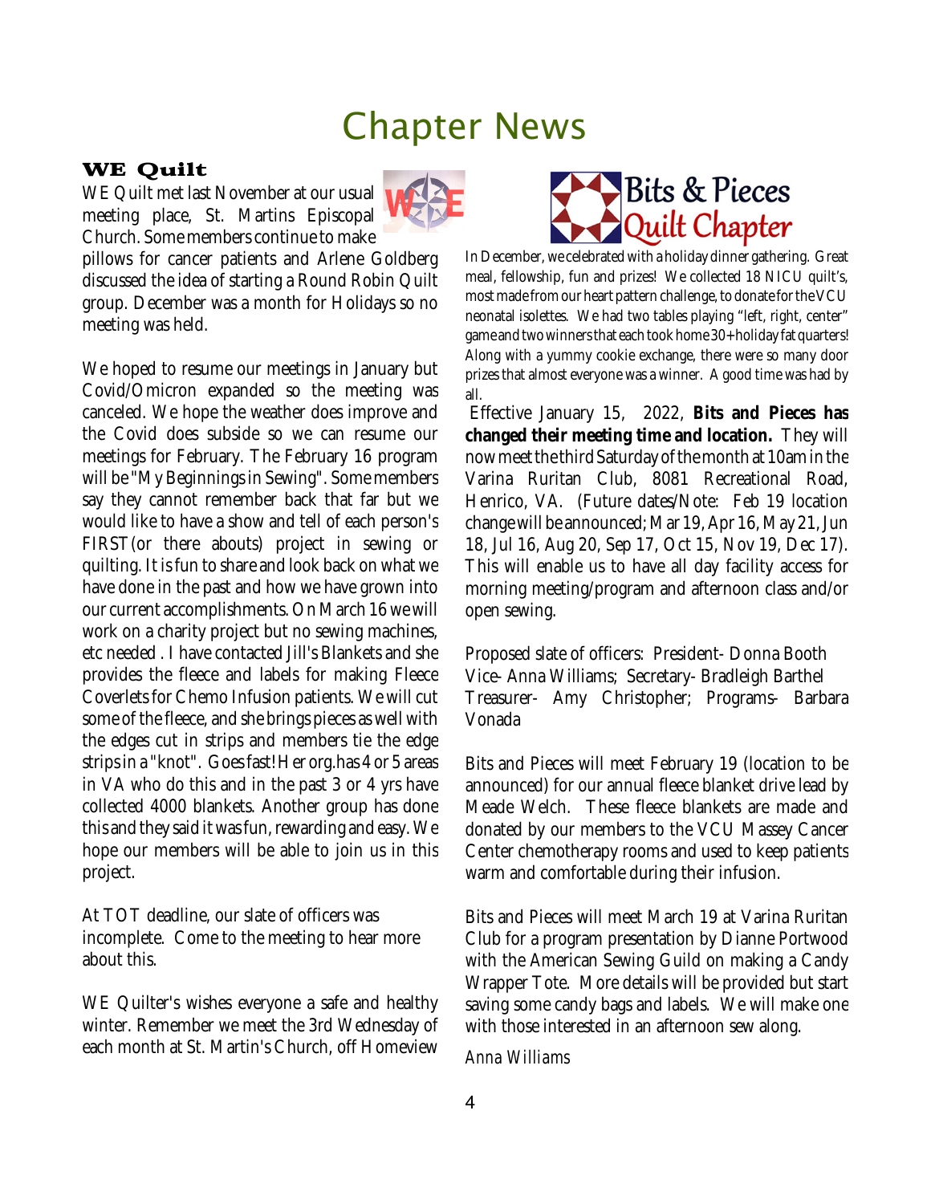# Chapter News

## WE Quilt

WE Quilt met last November at our usual meeting place, St. Martins Episcopal Church. Some members continue to make pillows for cancer patients and Arlene Goldberg discussed the idea of starting a Round Robin Quilt group. December was a month for Holidays so no meeting was held.

We hoped to resume our meetings in January but Covid/Omicron expanded so the meeting was canceled. We hope the weather does improve and the Covid does subside so we can resume our meetings for February. The February 16 program will be "My Beginnings in Sewing". Some members say they cannot remember back that far but we would like to have a show and tell of each person's FIRST(or there abouts) project in sewing or quilting. It is fun to share and look back on what we have done in the past and how we have grown into our current accomplishments. On March 16 we will work on a charity project but no sewing machines, etc needed . I have contacted Jill's Blankets and she provides the fleece and labels for making Fleece Coverlets for Chemo Infusion patients. We will cut some of the fleece, and she brings pieces as well with the edges cut in strips and members tie the edge strips in a "knot". Goes fast! Her org. has 4 or 5 areas in VA who do this and in the past 3 or 4 yrs have collected 4000 blankets. Another group has done this and they said it was fun, rewarding and easy. We hope our members will be able to join us in this project.

At TOT deadline, our slate of officers was incomplete. Come to the meeting to hear more about this.

WE Quilter's wishes everyone a safe and healthy winter. Remember we meet the 3rd Wednesday of each month at St. Martin's Church, off Homeview

## Bits & Pieces Quilt Chapter

In December, we celebrated with a holiday dinner gathering. Great meal, fellowship, fun and prizes! We collected 18 NICU quilt's, most made from our heart pattern challenge, to donate for the VCU neonatal isolettes. We had two tables playing "left, right, center" game and two winners that each took home 30+ holiday fat quarters! Along with a yummy cookie exchange, there were so many door prizes that almost everyone was a winner. A good time was had by all.

Effective January 15, 2022, **Bits and Pieces has changed their meeting time and location.** They will now meet the third Saturday of the month at 10am in the Varina Ruritan Club, 8081 Recreational Road, Henrico, VA. (Future dates/Note: Feb 19 location change will be announced; Mar 19, Apr 16, May 21, Jun 18, Jul 16, Aug 20, Sep 17, Oct 15, Nov 19, Dec 17). This will enable us to have all day facility access for morning meeting/program and afternoon class and/or open sewing.

Proposed slate of officers: President- Donna Booth
Vice- Anna Williams; Secretary- Bradleigh Barthel
Treasurer- Amy Christopher; Programs- Barbara Vonada

Bits and Pieces will meet February 19 (location to be announced) for our annual fleece blanket drive lead by Meade Welch. These fleece blankets are made and donated by our members to the VCU Massey Cancer Center chemotherapy rooms and used to keep patients warm and comfortable during their infusion.

Bits and Pieces will meet March 19 at Varina Ruritan Club for a program presentation by Dianne Portwood with the American Sewing Guild on making a Candy Wrapper Tote. More details will be provided but start saving some candy bags and labels. We will make one with those interested in an afternoon sew along.

*Anna Williams*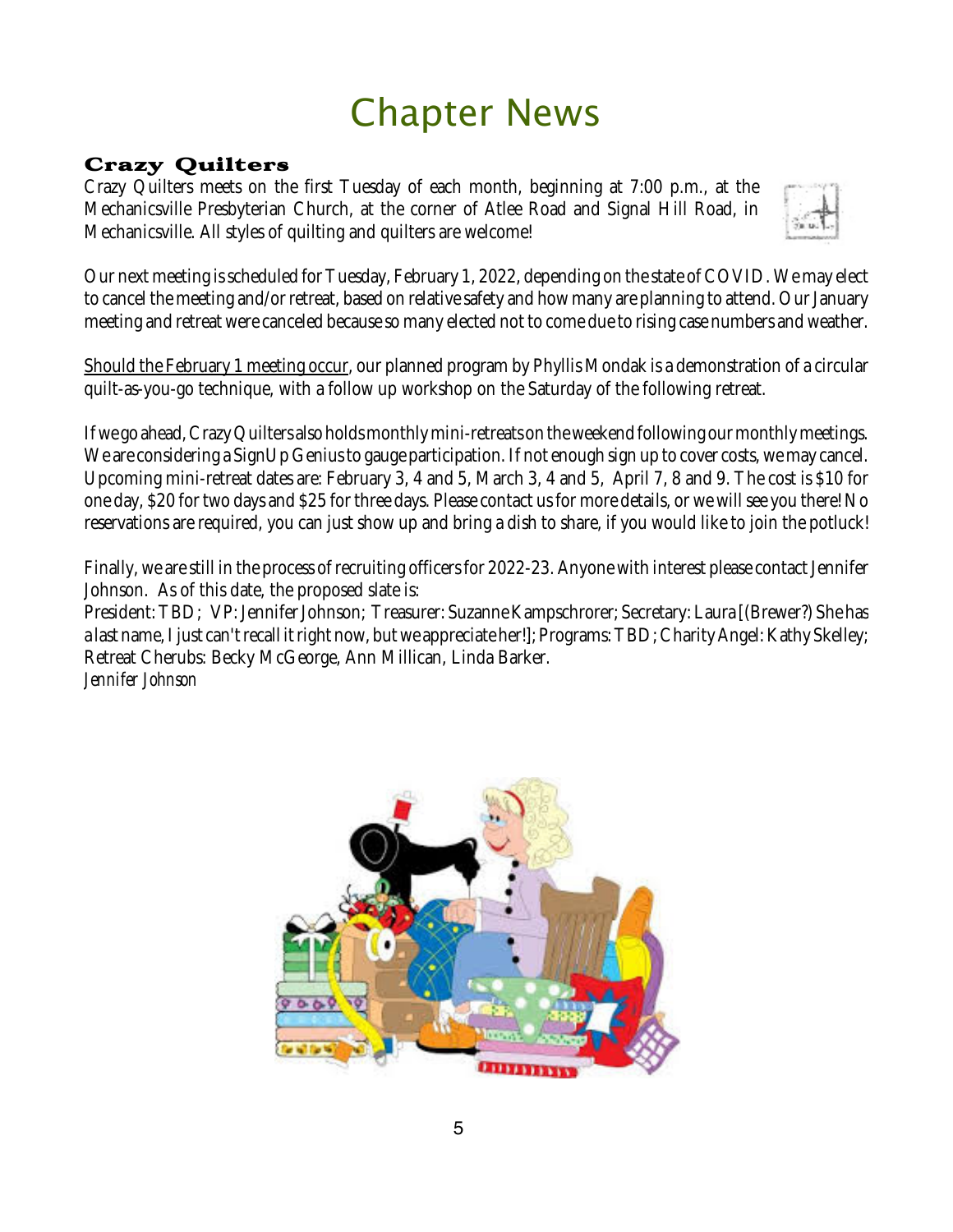# Chapter News

## Crazy Quilters

Crazy Quilters meets on the first Tuesday of each month, beginning at 7:00 p.m., at the Mechanicsville Presbyterian Church, at the corner of Atlee Road and Signal Hill Road, in Mechanicsville. All styles of quilting and quilters are welcome!

Our next meeting is scheduled for Tuesday, February 1, 2022, depending on the state of COVID. We may elect to cancel the meeting and/or retreat, based on relative safety and how many are planning to attend. Our January meeting and retreat were canceled because so many elected not to come due to rising case numbers and weather.

<u>Should the February 1 meeting occur</u>, our planned program by Phyllis Mondak is a demonstration of a circular quilt-as-you-go technique, with a follow up workshop on the Saturday of the following retreat.

If we go ahead, Crazy Quilters also holds monthly mini-retreats on the weekend following our monthly meetings. We are considering a SignUp Genius to gauge participation. If not enough sign up to cover costs, we may cancel. Upcoming mini-retreat dates are: February 3, 4 and 5, March 3, 4 and 5, April 7, 8 and 9. The cost is $10 for one day, $20 for two days and $25 for three days. Please contact us for more details, or we will see you there! No reservations are required, you can just show up and bring a dish to share, if you would like to join the potluck!

Finally, we are still in the process of recruiting officers for 2022-23. Anyone with interest please contact Jennifer Johnson. As of this date, the proposed slate is:
President: TBD; VP: Jennifer Johnson; Treasurer: Suzanne Kampschrorer; Secretary: Laura [(Brewer?) She has a last name, I just can't recall it right now, but we appreciate her!]; Programs: TBD; Charity Angel: Kathy Skelley; Retreat Cherubs: Becky McGeorge, Ann Millican, Linda Barker.
*Jennifer Johnson*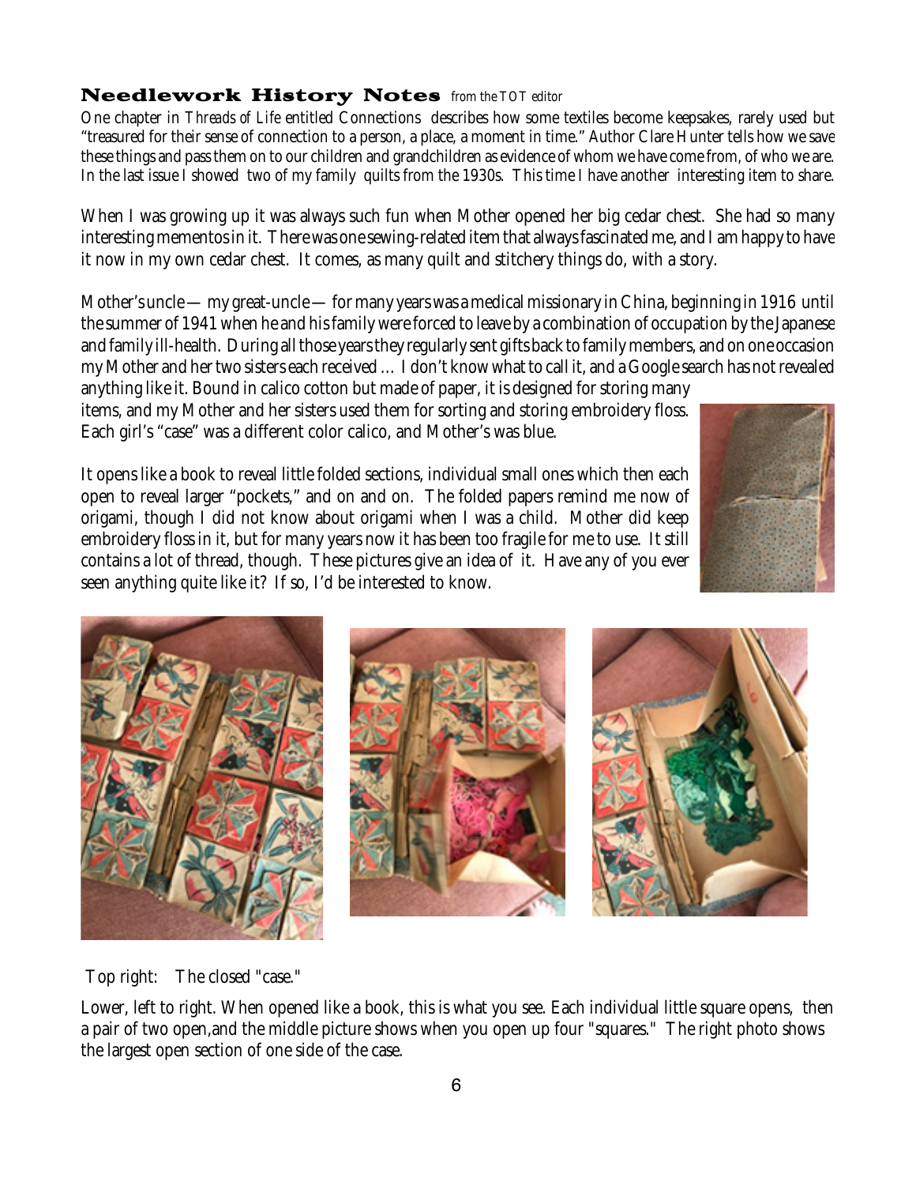## Needlework History Notes from the TOT editor

One chapter in *Threads of Life* entitled Connections describes how some textiles become keepsakes, rarely used but "treasured for their sense of connection to a person, a place, a moment in time." Author Clare Hunter tells how we save these things and pass them on to our children and grandchildren as evidence of whom we have come from, of who we are. In the last issue I showed two of my family quilts from the 1930s. This time I have another interesting item to share.

When I was growing up it was always such fun when Mother opened her big cedar chest. She had so many interesting mementos in it. There was one sewing-related item that always fascinated me, and I am happy to have it now in my own cedar chest. It comes, as many quilt and stitchery things do, with a story.

Mother's uncle — my great-uncle — for many years was a medical missionary in China, beginning in 1916 until the summer of 1941 when he and his family were forced to leave by a combination of occupation by the Japanese and family ill-health. During all those years they regularly sent gifts back to family members, and on one occasion my Mother and her two sisters each received … I don't know what to call it, and a Google search has not revealed anything like it. Bound in calico cotton but made of paper, it is designed for storing many items, and my Mother and her sisters used them for sorting and storing embroidery floss. Each girl's "case" was a different color calico, and Mother's was blue.

It opens like a book to reveal little folded sections, individual small ones which then each open to reveal larger "pockets," and on and on. The folded papers remind me now of origami, though I did not know about origami when I was a child. Mother did keep embroidery floss in it, but for many years now it has been too fragile for me to use. It still contains a lot of thread, though. These pictures give an idea of it. Have any of you ever seen anything quite like it? If so, I'd be interested to know.

Top right: The closed "case."

Lower, left to right. When opened like a book, this is what you see. Each individual little square opens, then a pair of two open,and the middle picture shows when you open up four "squares." The right photo shows the largest open section of one side of the case.